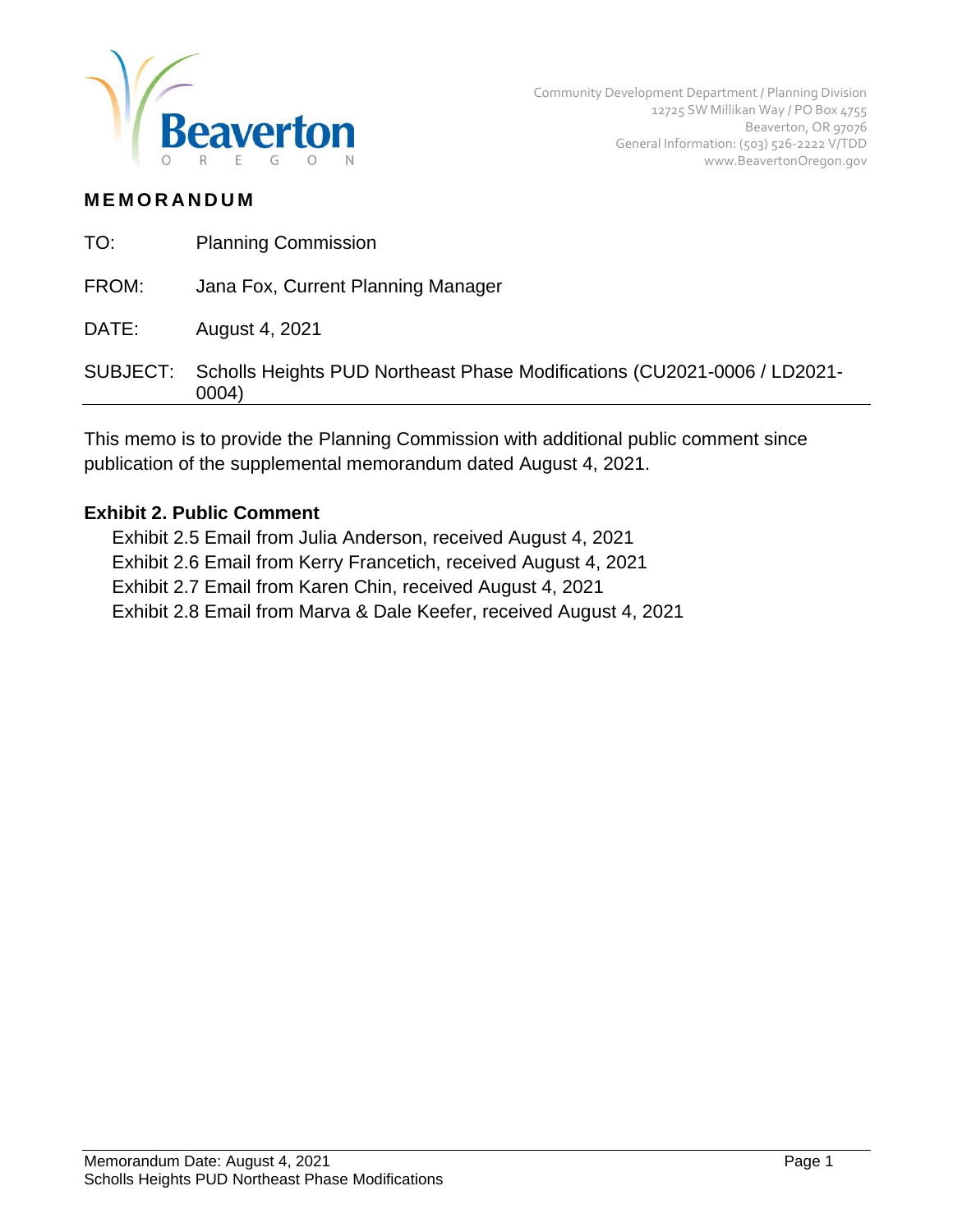Community Development Department / Planning Division
12725 SW Millikan Way / PO Box 4755
Beaverton, OR 97076
General Information: (503) 526-2222 V/TDD
www.BeavertonOregon.gov

# MEMORANDUM

TO: Planning Commission

FROM: Jana Fox, Current Planning Manager

DATE: August 4, 2021

SUBJECT: Scholls Heights PUD Northeast Phase Modifications (CU2021-0006 / LD2021-0004)

This memo is to provide the Planning Commission with additional public comment since publication of the supplemental memorandum dated August 4, 2021.

**Exhibit 2. Public Comment**

Exhibit 2.5 Email from Julia Anderson, received August 4, 2021
Exhibit 2.6 Email from Kerry Francetich, received August 4, 2021
Exhibit 2.7 Email from Karen Chin, received August 4, 2021
Exhibit 2.8 Email from Marva & Dale Keefer, received August 4, 2021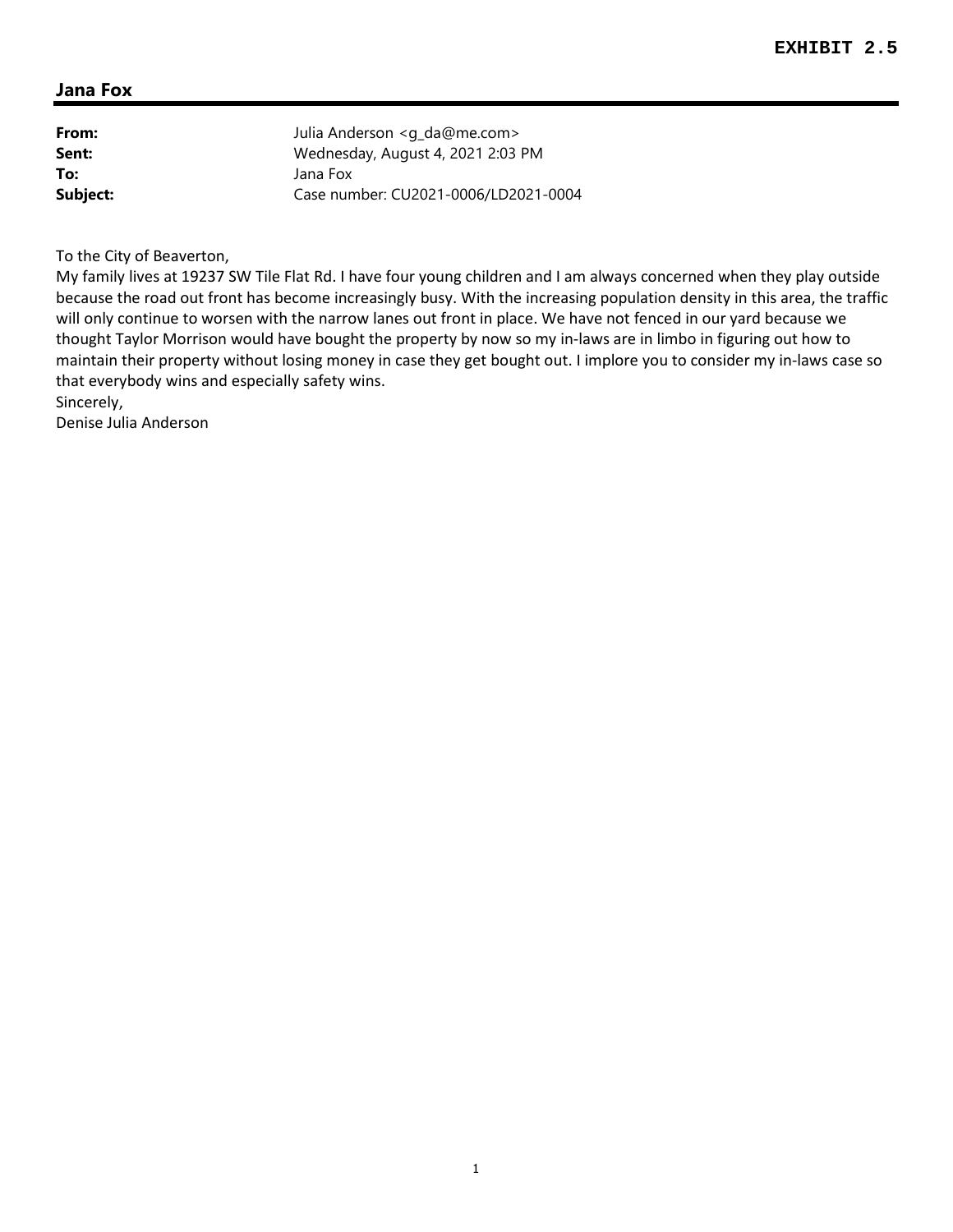**EXHIBIT 2.5**

## Jana Fox

| | |
|---|---|
| **From:** | Julia Anderson <g_da@me.com> |
| **Sent:** | Wednesday, August 4, 2021 2:03 PM |
| **To:** | Jana Fox |
| **Subject:** | Case number: CU2021-0006/LD2021-0004 |

To the City of Beaverton,

My family lives at 19237 SW Tile Flat Rd. I have four young children and I am always concerned when they play outside because the road out front has become increasingly busy. With the increasing population density in this area, the traffic will only continue to worsen with the narrow lanes out front in place. We have not fenced in our yard because we thought Taylor Morrison would have bought the property by now so my in-laws are in limbo in figuring out how to maintain their property without losing money in case they get bought out. I implore you to consider my in-laws case so that everybody wins and especially safety wins.

Sincerely,

Denise Julia Anderson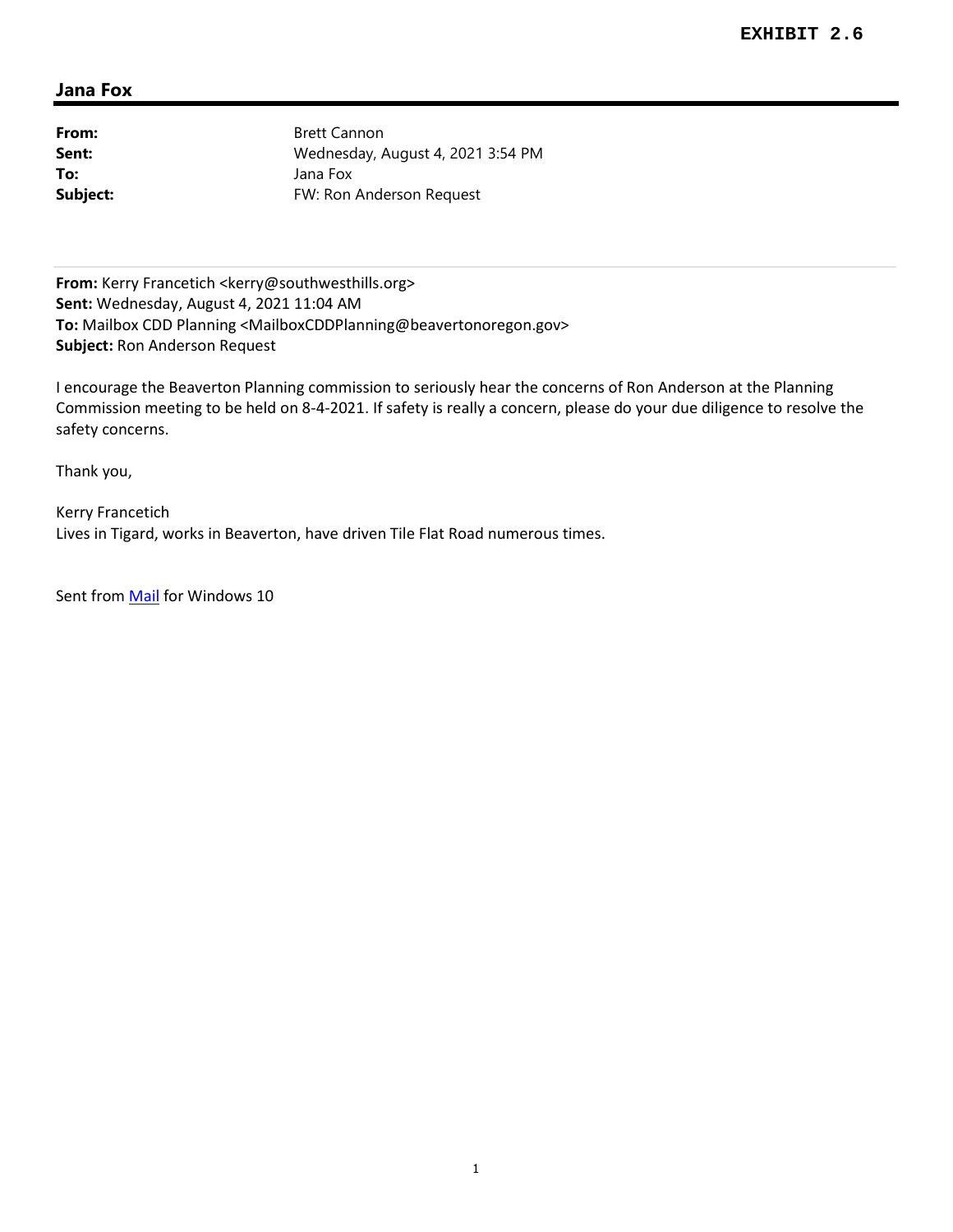**EXHIBIT 2.6**

## Jana Fox

| | |
|---|---|
| **From:** | Brett Cannon |
| **Sent:** | Wednesday, August 4, 2021 3:54 PM |
| **To:** | Jana Fox |
| **Subject:** | FW: Ron Anderson Request |

---

**From:** Kerry Francetich <kerry@southwesthills.org>
**Sent:** Wednesday, August 4, 2021 11:04 AM
**To:** Mailbox CDD Planning <MailboxCDDPlanning@beavertonoregon.gov>
**Subject:** Ron Anderson Request

I encourage the Beaverton Planning commission to seriously hear the concerns of Ron Anderson at the Planning Commission meeting to be held on 8-4-2021. If safety is really a concern, please do your due diligence to resolve the safety concerns.

Thank you,

Kerry Francetich
Lives in Tigard, works in Beaverton, have driven Tile Flat Road numerous times.

Sent from Mail for Windows 10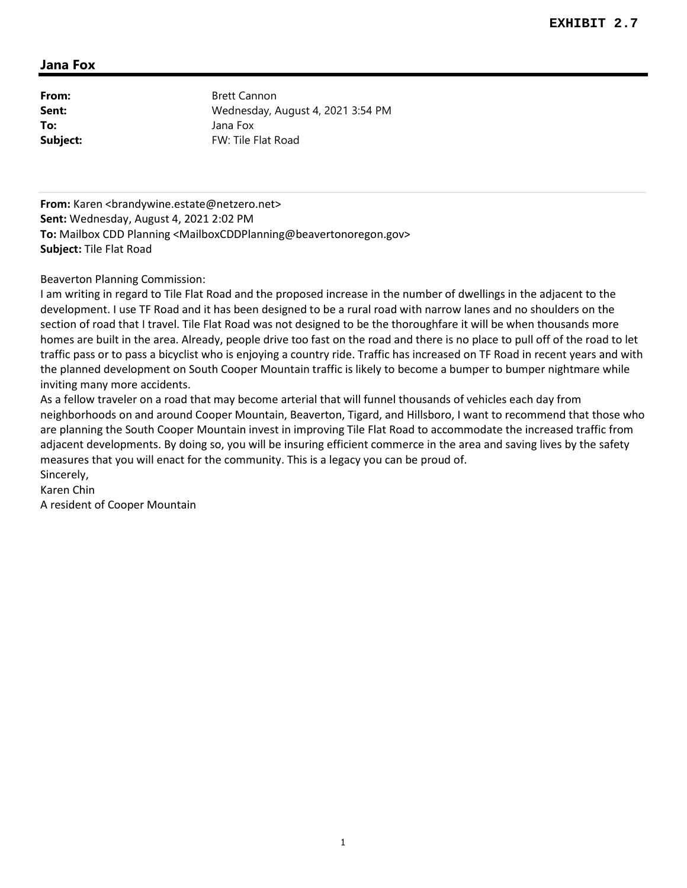**EXHIBIT 2.7**

## Jana Fox

| | |
|---|---|
| **From:** | Brett Cannon |
| **Sent:** | Wednesday, August 4, 2021 3:54 PM |
| **To:** | Jana Fox |
| **Subject:** | FW: Tile Flat Road |

---

**From:** Karen <brandywine.estate@netzero.net>
**Sent:** Wednesday, August 4, 2021 2:02 PM
**To:** Mailbox CDD Planning <MailboxCDDPlanning@beavertonoregon.gov>
**Subject:** Tile Flat Road

Beaverton Planning Commission:
I am writing in regard to Tile Flat Road and the proposed increase in the number of dwellings in the adjacent to the development. I use TF Road and it has been designed to be a rural road with narrow lanes and no shoulders on the section of road that I travel. Tile Flat Road was not designed to be the thoroughfare it will be when thousands more homes are built in the area. Already, people drive too fast on the road and there is no place to pull off of the road to let traffic pass or to pass a bicyclist who is enjoying a country ride. Traffic has increased on TF Road in recent years and with the planned development on South Cooper Mountain traffic is likely to become a bumper to bumper nightmare while inviting many more accidents.
As a fellow traveler on a road that may become arterial that will funnel thousands of vehicles each day from neighborhoods on and around Cooper Mountain, Beaverton, Tigard, and Hillsboro, I want to recommend that those who are planning the South Cooper Mountain invest in improving Tile Flat Road to accommodate the increased traffic from adjacent developments. By doing so, you will be insuring efficient commerce in the area and saving lives by the safety measures that you will enact for the community. This is a legacy you can be proud of.
Sincerely,
Karen Chin
A resident of Cooper Mountain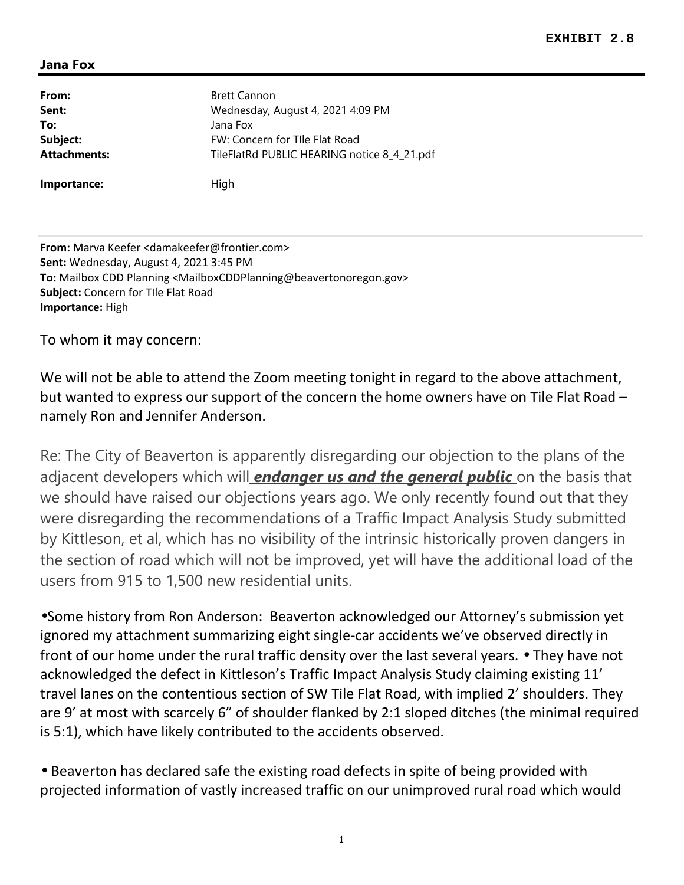**EXHIBIT 2.8**

**Jana Fox**

| | |
|---|---|
| **From:** | Brett Cannon |
| **Sent:** | Wednesday, August 4, 2021 4:09 PM |
| **To:** | Jana Fox |
| **Subject:** | FW: Concern for TIle Flat Road |
| **Attachments:** | TileFlatRd PUBLIC HEARING notice 8_4_21.pdf |
| **Importance:** | High |

**From:** Marva Keefer <damakeefer@frontier.com>
**Sent:** Wednesday, August 4, 2021 3:45 PM
**To:** Mailbox CDD Planning <MailboxCDDPlanning@beavertonoregon.gov>
**Subject:** Concern for TIle Flat Road
**Importance:** High

To whom it may concern:

We will not be able to attend the Zoom meeting tonight in regard to the above attachment, but wanted to express our support of the concern the home owners have on Tile Flat Road – namely Ron and Jennifer Anderson.

Re: The City of Beaverton is apparently disregarding our objection to the plans of the adjacent developers which will ***endanger us and the general public*** on the basis that we should have raised our objections years ago. We only recently found out that they were disregarding the recommendations of a Traffic Impact Analysis Study submitted by Kittleson, et al, which has no visibility of the intrinsic historically proven dangers in the section of road which will not be improved, yet will have the additional load of the users from 915 to 1,500 new residential units.

- Some history from Ron Anderson: Beaverton acknowledged our Attorney's submission yet ignored my attachment summarizing eight single-car accidents we've observed directly in front of our home under the rural traffic density over the last several years. • They have not acknowledged the defect in Kittleson's Traffic Impact Analysis Study claiming existing 11' travel lanes on the contentious section of SW Tile Flat Road, with implied 2' shoulders. They are 9' at most with scarcely 6" of shoulder flanked by 2:1 sloped ditches (the minimal required is 5:1), which have likely contributed to the accidents observed.

- Beaverton has declared safe the existing road defects in spite of being provided with projected information of vastly increased traffic on our unimproved rural road which would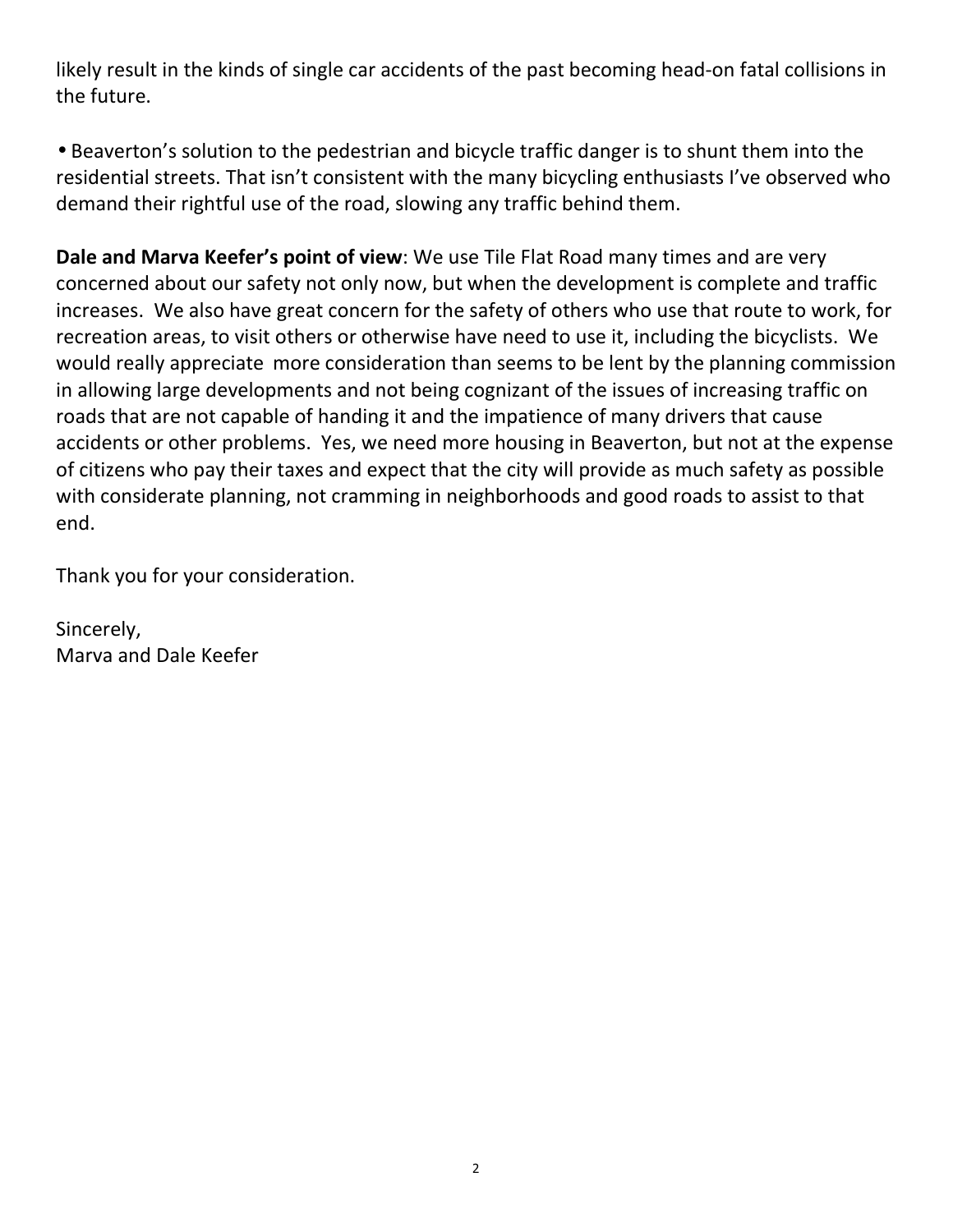likely result in the kinds of single car accidents of the past becoming head-on fatal collisions in the future.

- Beaverton's solution to the pedestrian and bicycle traffic danger is to shunt them into the residential streets. That isn't consistent with the many bicycling enthusiasts I've observed who demand their rightful use of the road, slowing any traffic behind them.

**Dale and Marva Keefer's point of view**: We use Tile Flat Road many times and are very concerned about our safety not only now, but when the development is complete and traffic increases. We also have great concern for the safety of others who use that route to work, for recreation areas, to visit others or otherwise have need to use it, including the bicyclists. We would really appreciate more consideration than seems to be lent by the planning commission in allowing large developments and not being cognizant of the issues of increasing traffic on roads that are not capable of handing it and the impatience of many drivers that cause accidents or other problems. Yes, we need more housing in Beaverton, but not at the expense of citizens who pay their taxes and expect that the city will provide as much safety as possible with considerate planning, not cramming in neighborhoods and good roads to assist to that end.

Thank you for your consideration.

Sincerely,
Marva and Dale Keefer